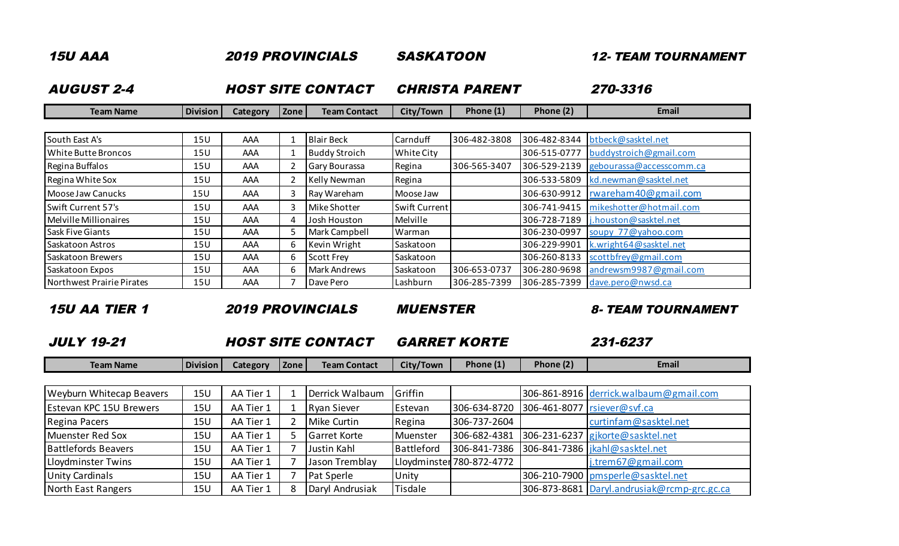**15U AAA** | **2019 PROVINCIALS** | **SASKATOON** | **12- TEAM TOURNAMENT**

**AUGUST 2-4** | **HOST SITE CONTACT** | **CHRISTA PARENT** | **270-3316**

| Team Name | Division | Category | Zone | Team Contact | City/Town | Phone (1) | Phone (2) | Email |
|---|---|---|---|---|---|---|---|---|
| South East A's | 15U | AAA | 1 | Blair Beck | Carnduff | 306-482-3808 | 306-482-8344 | btbeck@sasktel.net |
| White Butte Broncos | 15U | AAA | 1 | Buddy Stroich | White City | | 306-515-0777 | buddystroich@gmail.com |
| Regina Buffalos | 15U | AAA | 2 | Gary Bourassa | Regina | 306-565-3407 | 306-529-2139 | gebourassa@accesscomm.ca |
| Regina White Sox | 15U | AAA | 2 | Kelly Newman | Regina | | 306-533-5809 | kd.newman@sasktel.net |
| Moose Jaw Canucks | 15U | AAA | 3 | Ray Wareham | Moose Jaw | | 306-630-9912 | rwareham40@gmail.com |
| Swift Current 57's | 15U | AAA | 3 | Mike Shotter | Swift Current | | 306-741-9415 | mikeshotter@hotmail.com |
| Melville Millionaires | 15U | AAA | 4 | Josh Houston | Melville | | 306-728-7189 | j.houston@sasktel.net |
| Sask Five Giants | 15U | AAA | 5 | Mark Campbell | Warman | | 306-230-0997 | soupy_77@yahoo.com |
| Saskatoon Astros | 15U | AAA | 6 | Kevin Wright | Saskatoon | | 306-229-9901 | k.wright64@sasktel.net |
| Saskatoon Brewers | 15U | AAA | 6 | Scott Frey | Saskatoon | | 306-260-8133 | scottbfrey@gmail.com |
| Saskatoon Expos | 15U | AAA | 6 | Mark Andrews | Saskatoon | 306-653-0737 | 306-280-9698 | andrewsm9987@gmail.com |
| Northwest Prairie Pirates | 15U | AAA | 7 | Dave Pero | Lashburn | 306-285-7399 | 306-285-7399 | dave.pero@nwsd.ca |

**15U AA TIER 1** | **2019 PROVINCIALS** | **MUENSTER** | **8- TEAM TOURNAMENT**

**JULY 19-21** | **HOST SITE CONTACT** | **GARRET KORTE** | **231-6237**

| Team Name | Division | Category | Zone | Team Contact | City/Town | Phone (1) | Phone (2) | Email |
|---|---|---|---|---|---|---|---|---|
| Weyburn Whitecap Beavers | 15U | AA Tier 1 | 1 | Derrick Walbaum | Griffin | | 306-861-8916 | derrick.walbaum@gmail.com |
| Estevan KPC 15U Brewers | 15U | AA Tier 1 | 1 | Ryan Siever | Estevan | 306-634-8720 | 306-461-8077 | rsiever@svf.ca |
| Regina Pacers | 15U | AA Tier 1 | 2 | Mike Curtin | Regina | 306-737-2604 | | curtinfam@sasktel.net |
| Muenster Red Sox | 15U | AA Tier 1 | 5 | Garret Korte | Muenster | 306-682-4381 | 306-231-6237 | gjkorte@sasktel.net |
| Battlefords Beavers | 15U | AA Tier 1 | 7 | Justin Kahl | Battleford | 306-841-7386 | 306-841-7386 | jkahl@sasktel.net |
| Lloydminster Twins | 15U | AA Tier 1 | 7 | Jason Tremblay | Lloydminster | 780-872-4772 | | j.trem67@gmail.com |
| Unity Cardinals | 15U | AA Tier 1 | 7 | Pat Sperle | Unity | | 306-210-7900 | pmsperle@sasktel.net |
| North East Rangers | 15U | AA Tier 1 | 8 | Daryl Andrusiak | Tisdale | | 306-873-8681 | Daryl.andrusiak@rcmp-grc.gc.ca |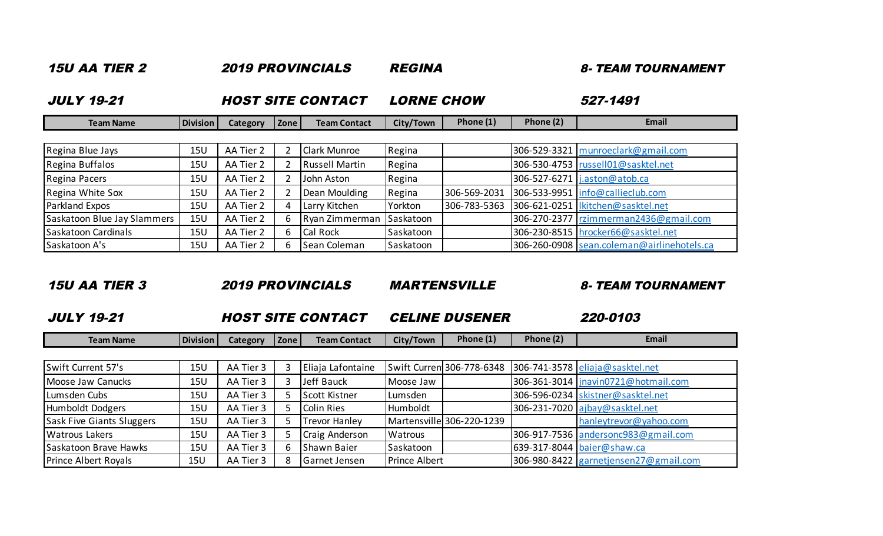***15U AA TIER 2*** ***2019 PROVINCIALS*** ***REGINA*** ***8- TEAM TOURNAMENT***

***JULY 19-21*** ***HOST SITE CONTACT*** ***LORNE CHOW*** ***527-1491***

| Team Name | Division | Category | Zone | Team Contact | City/Town | Phone (1) | Phone (2) | Email |
|---|---|---|---|---|---|---|---|---|
| Regina Blue Jays | 15U | AA Tier 2 | 2 | Clark Munroe | Regina | | 306-529-3321 | munroeclark@gmail.com |
| Regina Buffalos | 15U | AA Tier 2 | 2 | Russell Martin | Regina | | 306-530-4753 | russell01@sasktel.net |
| Regina Pacers | 15U | AA Tier 2 | 2 | John Aston | Regina | | 306-527-6271 | j.aston@atob.ca |
| Regina White Sox | 15U | AA Tier 2 | 2 | Dean Moulding | Regina | 306-569-2031 | 306-533-9951 | info@callieclub.com |
| Parkland Expos | 15U | AA Tier 2 | 4 | Larry Kitchen | Yorkton | 306-783-5363 | 306-621-0251 | lkitchen@sasktel.net |
| Saskatoon Blue Jay Slammers | 15U | AA Tier 2 | 6 | Ryan Zimmerman | Saskatoon | | 306-270-2377 | rzimmerman2436@gmail.com |
| Saskatoon Cardinals | 15U | AA Tier 2 | 6 | Cal Rock | Saskatoon | | 306-230-8515 | hrocker66@sasktel.net |
| Saskatoon A's | 15U | AA Tier 2 | 6 | Sean Coleman | Saskatoon | | 306-260-0908 | sean.coleman@airlinehotels.ca |

***15U AA TIER 3*** ***2019 PROVINCIALS*** ***MARTENSVILLE*** ***8- TEAM TOURNAMENT***

***JULY 19-21*** ***HOST SITE CONTACT*** ***CELINE DUSENER*** ***220-0103***

| Team Name | Division | Category | Zone | Team Contact | City/Town | Phone (1) | Phone (2) | Email |
|---|---|---|---|---|---|---|---|---|
| Swift Current 57's | 15U | AA Tier 3 | 3 | Eliaja Lafontaine | Swift Curren | 306-778-6348 | 306-741-3578 | eliaja@sasktel.net |
| Moose Jaw Canucks | 15U | AA Tier 3 | 3 | Jeff Bauck | Moose Jaw | | 306-361-3014 | jnavin0721@hotmail.com |
| Lumsden Cubs | 15U | AA Tier 3 | 5 | Scott Kistner | Lumsden | | 306-596-0234 | skistner@sasktel.net |
| Humboldt Dodgers | 15U | AA Tier 3 | 5 | Colin Ries | Humboldt | | 306-231-7020 | ajbay@sasktel.net |
| Sask Five Giants Sluggers | 15U | AA Tier 3 | 5 | Trevor Hanley | Martensville | 306-220-1239 | | hanleytrevor@yahoo.com |
| Watrous Lakers | 15U | AA Tier 3 | 5 | Craig Anderson | Watrous | | 306-917-7536 | andersonc983@gmail.com |
| Saskatoon Brave Hawks | 15U | AA Tier 3 | 6 | Shawn Baier | Saskatoon | | 639-317-8044 | baier@shaw.ca |
| Prince Albert Royals | 15U | AA Tier 3 | 8 | Garnet Jensen | Prince Albert | | 306-980-8422 | garnetjensen27@gmail.com |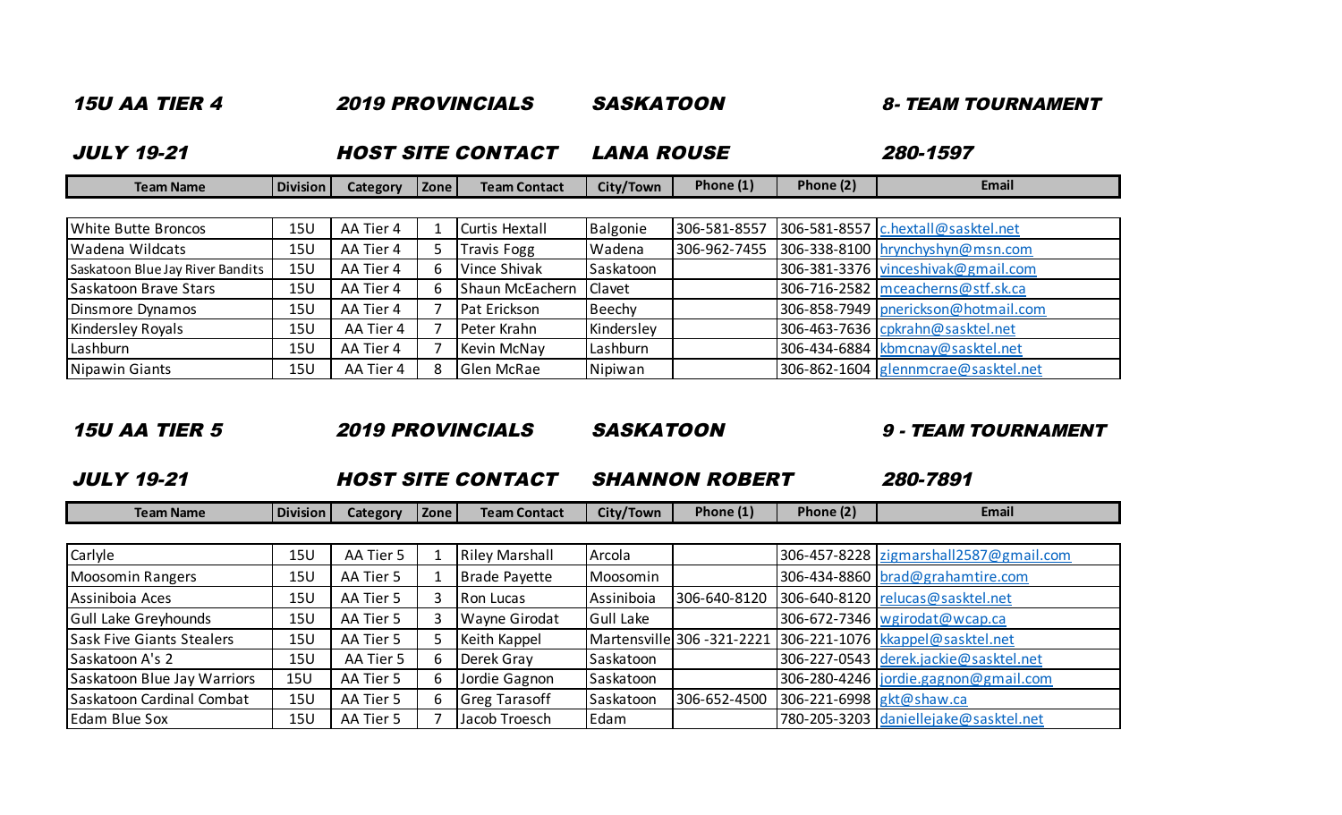### *15U AA TIER 4* | *2019 PROVINCIALS* | *SASKATOON* | *8- TEAM TOURNAMENT*

### *JULY 19-21* | *HOST SITE CONTACT* | *LANA ROUSE* | *280-1597*

| Team Name | Division | Category | Zone | Team Contact | City/Town | Phone (1) | Phone (2) | Email |
|---|---|---|---|---|---|---|---|---|
| White Butte Broncos | 15U | AA Tier 4 | 1 | Curtis Hextall | Balgonie | 306-581-8557 | 306-581-8557 | c.hextall@sasktel.net |
| Wadena Wildcats | 15U | AA Tier 4 | 5 | Travis Fogg | Wadena | 306-962-7455 | 306-338-8100 | hrynchyshyn@msn.com |
| Saskatoon Blue Jay River Bandits | 15U | AA Tier 4 | 6 | Vince Shivak | Saskatoon | | 306-381-3376 | vinceshivak@gmail.com |
| Saskatoon Brave Stars | 15U | AA Tier 4 | 6 | Shaun McEachern | Clavet | | 306-716-2582 | mceacherns@stf.sk.ca |
| Dinsmore Dynamos | 15U | AA Tier 4 | 7 | Pat Erickson | Beechy | | 306-858-7949 | pnerickson@hotmail.com |
| Kindersley Royals | 15U | AA Tier 4 | 7 | Peter Krahn | Kindersley | | 306-463-7636 | cpkrahn@sasktel.net |
| Lashburn | 15U | AA Tier 4 | 7 | Kevin McNay | Lashburn | | 306-434-6884 | kbmcnay@sasktel.net |
| Nipawin Giants | 15U | AA Tier 4 | 8 | Glen McRae | Nipiwan | | 306-862-1604 | glennmcrae@sasktel.net |

### *15U AA TIER 5* | *2019 PROVINCIALS* | *SASKATOON* | *9 - TEAM TOURNAMENT*

### *JULY 19-21* | *HOST SITE CONTACT* | *SHANNON ROBERT* | *280-7891*

| Team Name | Division | Category | Zone | Team Contact | City/Town | Phone (1) | Phone (2) | Email |
|---|---|---|---|---|---|---|---|---|
| Carlyle | 15U | AA Tier 5 | 1 | Riley Marshall | Arcola | | 306-457-8228 | zigmarshall2587@gmail.com |
| Moosomin Rangers | 15U | AA Tier 5 | 1 | Brade Payette | Moosomin | | 306-434-8860 | brad@grahamtire.com |
| Assiniboia Aces | 15U | AA Tier 5 | 3 | Ron Lucas | Assiniboia | 306-640-8120 | 306-640-8120 | relucas@sasktel.net |
| Gull Lake Greyhounds | 15U | AA Tier 5 | 3 | Wayne Girodat | Gull Lake | | 306-672-7346 | wgirodat@wcap.ca |
| Sask Five Giants Stealers | 15U | AA Tier 5 | 5 | Keith Kappel | Martensville | 306 -321-2221 | 306-221-1076 | kkappel@sasktel.net |
| Saskatoon A's 2 | 15U | AA Tier 5 | 6 | Derek Gray | Saskatoon | | 306-227-0543 | derek.jackie@sasktel.net |
| Saskatoon Blue Jay Warriors | 15U | AA Tier 5 | 6 | Jordie Gagnon | Saskatoon | | 306-280-4246 | jordie.gagnon@gmail.com |
| Saskatoon Cardinal Combat | 15U | AA Tier 5 | 6 | Greg Tarasoff | Saskatoon | 306-652-4500 | 306-221-6998 | gkt@shaw.ca |
| Edam Blue Sox | 15U | AA Tier 5 | 7 | Jacob Troesch | Edam | | 780-205-3203 | daniellejake@sasktel.net |